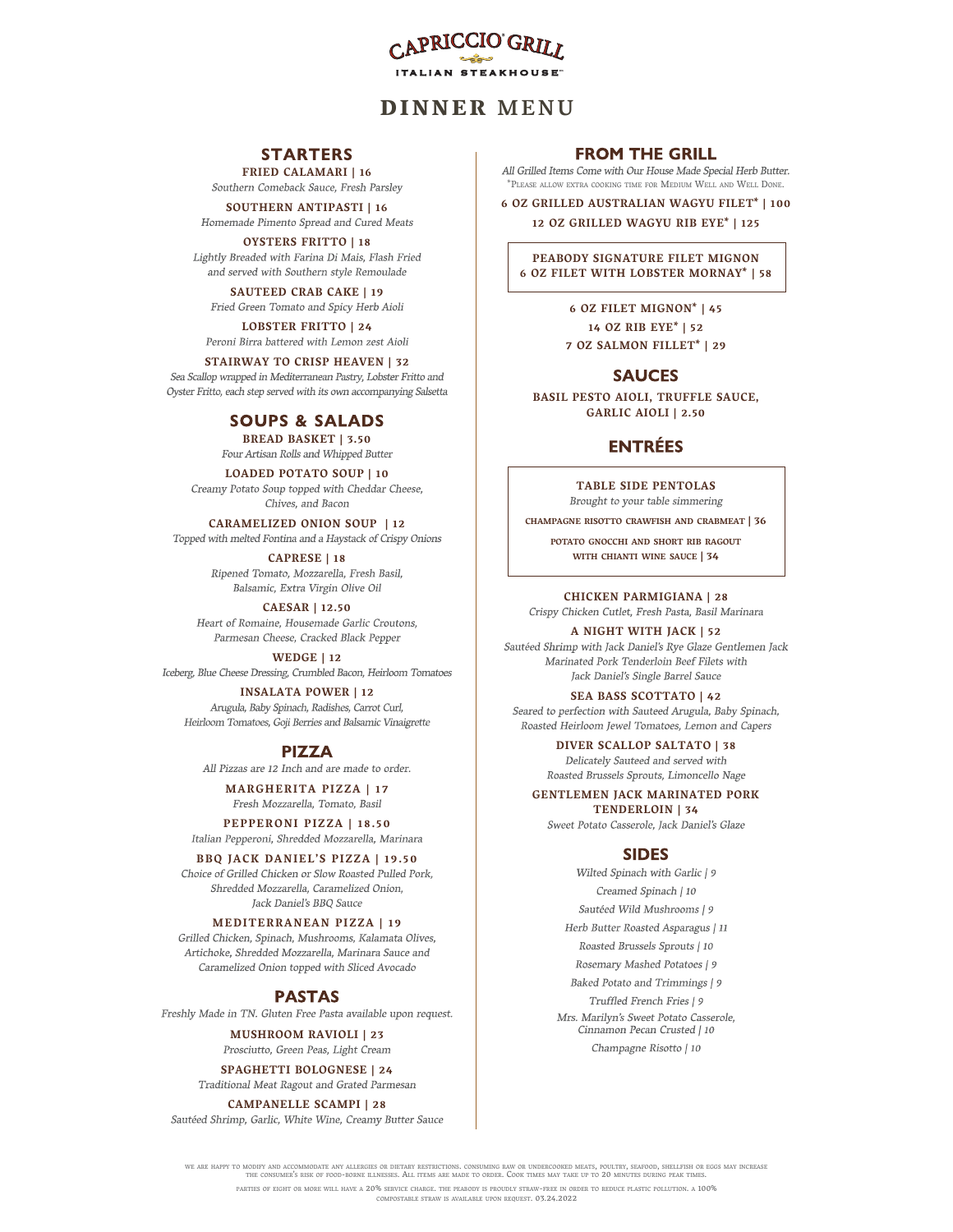# CAPRICCIO® GRILL

ITALIAN STEAKHOUSE™

# DINNER MENU

## STARTERS

**FRIED CALAMARI | 16**
*Southern Comeback Sauce, Fresh Parsley*

**SOUTHERN ANTIPASTI | 16**
*Homemade Pimento Spread and Cured Meats*

**OYSTERS FRITTO | 18**
*Lightly Breaded with Farina Di Mais, Flash Fried and served with Southern style Remoulade*

**SAUTEED CRAB CAKE | 19**
*Fried Green Tomato and Spicy Herb Aioli*

**LOBSTER FRITTO | 24**
*Peroni Birra battered with Lemon zest Aioli*

**STAIRWAY TO CRISP HEAVEN | 32**
*Sea Scallop wrapped in Mediterranean Pastry, Lobster Fritto and Oyster Fritto, each step served with its own accompanying Salsetta*

## SOUPS & SALADS

**BREAD BASKET | 3.50**
*Four Artisan Rolls and Whipped Butter*

**LOADED POTATO SOUP | 10**
*Creamy Potato Soup topped with Cheddar Cheese, Chives, and Bacon*

**CARAMELIZED ONION SOUP | 12**
*Topped with melted Fontina and a Haystack of Crispy Onions*

**CAPRESE | 18**
*Ripened Tomato, Mozzarella, Fresh Basil, Balsamic, Extra Virgin Olive Oil*

**CAESAR | 12.50**
*Heart of Romaine, Housemade Garlic Croutons, Parmesan Cheese, Cracked Black Pepper*

**WEDGE | 12**
*Iceberg, Blue Cheese Dressing, Crumbled Bacon, Heirloom Tomatoes*

**INSALATA POWER | 12**
*Arugula, Baby Spinach, Radishes, Carrot Curl, Heirloom Tomatoes, Goji Berries and Balsamic Vinaigrette*

## PIZZA

*All Pizzas are 12 Inch and are made to order.*

**MARGHERITA PIZZA | 17**
*Fresh Mozzarella, Tomato, Basil*

**PEPPERONI PIZZA | 18.50**
*Italian Pepperoni, Shredded Mozzarella, Marinara*

**BBQ JACK DANIEL'S PIZZA | 19.50**
*Choice of Grilled Chicken or Slow Roasted Pulled Pork, Shredded Mozzarella, Caramelized Onion, Jack Daniel's BBQ Sauce*

**MEDITERRANEAN PIZZA | 19**
*Grilled Chicken, Spinach, Mushrooms, Kalamata Olives, Artichoke, Shredded Mozzarella, Marinara Sauce and Caramelized Onion topped with Sliced Avocado*

## PASTAS

*Freshly Made in TN. Gluten Free Pasta available upon request.*

**MUSHROOM RAVIOLI | 23**
*Prosciutto, Green Peas, Light Cream*

**SPAGHETTI BOLOGNESE | 24**
*Traditional Meat Ragout and Grated Parmesan*

**CAMPANELLE SCAMPI | 28**
*Sautéed Shrimp, Garlic, White Wine, Creamy Butter Sauce*

## FROM THE GRILL

*All Grilled Items Come with Our House Made Special Herb Butter.*
*Please allow extra cooking time for Medium Well and Well Done.

**6 OZ GRILLED AUSTRALIAN WAGYU FILET* | 100**

**12 OZ GRILLED WAGYU RIB EYE* | 125**

**PEABODY SIGNATURE FILET MIGNON**
**6 OZ FILET WITH LOBSTER MORNAY* | 58**

**6 OZ FILET MIGNON* | 45**

**14 OZ RIB EYE* | 52**

**7 OZ SALMON FILLET* | 29**

## SAUCES

**BASIL PESTO AIOLI, TRUFFLE SAUCE, GARLIC AIOLI | 2.50**

## ENTRÉES

**TABLE SIDE PENTOLAS**
*Brought to your table simmering*

**CHAMPAGNE RISOTTO CRAWFISH AND CRABMEAT | 36**

**POTATO GNOCCHI AND SHORT RIB RAGOUT WITH CHIANTI WINE SAUCE | 34**

**CHICKEN PARMIGIANA | 28**
*Crispy Chicken Cutlet, Fresh Pasta, Basil Marinara*

**A NIGHT WITH JACK | 52**
*Sautéed Shrimp with Jack Daniel's Rye Glaze Gentlemen Jack Marinated Pork Tenderloin Beef Filets with Jack Daniel's Single Barrel Sauce*

**SEA BASS SCOTTATO | 42**
*Seared to perfection with Sauteed Arugula, Baby Spinach, Roasted Heirloom Jewel Tomatoes, Lemon and Capers*

**DIVER SCALLOP SALTATO | 38**
*Delicately Sauteed and served with Roasted Brussels Sprouts, Limoncello Nage*

**GENTLEMEN JACK MARINATED PORK TENDERLOIN | 34**
*Sweet Potato Casserole, Jack Daniel's Glaze*

## SIDES

*Wilted Spinach with Garlic | 9*

*Creamed Spinach | 10*

*Sautéed Wild Mushrooms | 9*

*Herb Butter Roasted Asparagus | 11*

*Roasted Brussels Sprouts | 10*

*Rosemary Mashed Potatoes | 9*

*Baked Potato and Trimmings | 9*

*Truffled French Fries | 9*

*Mrs. Marilyn's Sweet Potato Casserole, Cinnamon Pecan Crusted | 10*

*Champagne Risotto | 10*

We are happy to modify and accommodate any allergies or dietary restrictions. Consuming raw or undercooked meats, poultry, seafood, shellfish or eggs may increase the consumer's risk of food-borne illnesses. All items are made to order. Cook times may take up to 20 minutes during peak times.

Parties of eight or more will have a 20% service charge. The Peabody is proudly straw-free in order to reduce plastic pollution. A 100% compostable straw is available upon request. 03.24.2022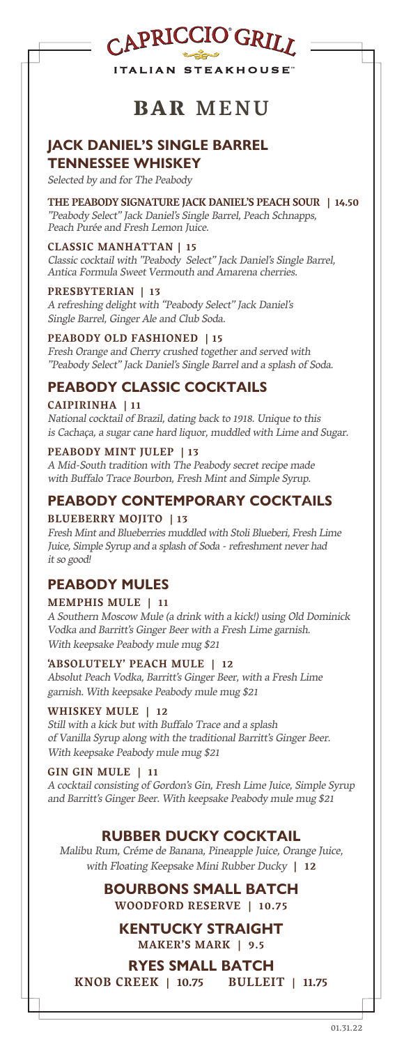CAPRICCIO GRILL

ITALIAN STEAKHOUSE™

# BAR MENU

## JACK DANIEL'S SINGLE BARREL TENNESSEE WHISKEY

*Selected by and for The Peabody*

**THE PEABODY SIGNATURE JACK DANIEL'S PEACH SOUR | 14.50**
*"Peabody Select" Jack Daniel's Single Barrel, Peach Schnapps, Peach Purée and Fresh Lemon Juice.*

**CLASSIC MANHATTAN | 15**
*Classic cocktail with "Peabody Select" Jack Daniel's Single Barrel, Antica Formula Sweet Vermouth and Amarena cherries.*

**PRESBYTERIAN | 13**
*A refreshing delight with "Peabody Select" Jack Daniel's Single Barrel, Ginger Ale and Club Soda.*

**PEABODY OLD FASHIONED | 15**
*Fresh Orange and Cherry crushed together and served with "Peabody Select" Jack Daniel's Single Barrel and a splash of Soda.*

## PEABODY CLASSIC COCKTAILS

**CAIPIRINHA | 11**
*National cocktail of Brazil, dating back to 1918. Unique to this is Cachaça, a sugar cane hard liquor, muddled with Lime and Sugar.*

**PEABODY MINT JULEP | 13**
*A Mid-South tradition with The Peabody secret recipe made with Buffalo Trace Bourbon, Fresh Mint and Simple Syrup.*

## PEABODY CONTEMPORARY COCKTAILS

**BLUEBERRY MOJITO | 13**
*Fresh Mint and Blueberries muddled with Stoli Blueberi, Fresh Lime Juice, Simple Syrup and a splash of Soda - refreshment never had it so good!*

## PEABODY MULES

**MEMPHIS MULE | 11**
*A Southern Moscow Mule (a drink with a kick!) using Old Dominick Vodka and Barritt's Ginger Beer with a Fresh Lime garnish. With keepsake Peabody mule mug $21*

**'ABSOLUTELY' PEACH MULE | 12**
*Absolut Peach Vodka, Barritt's Ginger Beer, with a Fresh Lime garnish. With keepsake Peabody mule mug $21*

**WHISKEY MULE | 12**
*Still with a kick but with Buffalo Trace and a splash of Vanilla Syrup along with the traditional Barritt's Ginger Beer. With keepsake Peabody mule mug $21*

**GIN GIN MULE | 11**
*A cocktail consisting of Gordon's Gin, Fresh Lime Juice, Simple Syrup and Barritt's Ginger Beer. With keepsake Peabody mule mug $21*

## RUBBER DUCKY COCKTAIL

*Malibu Rum, Créme de Banana, Pineapple Juice, Orange Juice, with Floating Keepsake Mini Rubber Ducky* **| 12**

## BOURBONS SMALL BATCH

**WOODFORD RESERVE | 10.75**

## KENTUCKY STRAIGHT

**MAKER'S MARK | 9.5**

## RYES SMALL BATCH

**KNOB CREEK | 10.75** **BULLEIT | 11.75**

01.31.22